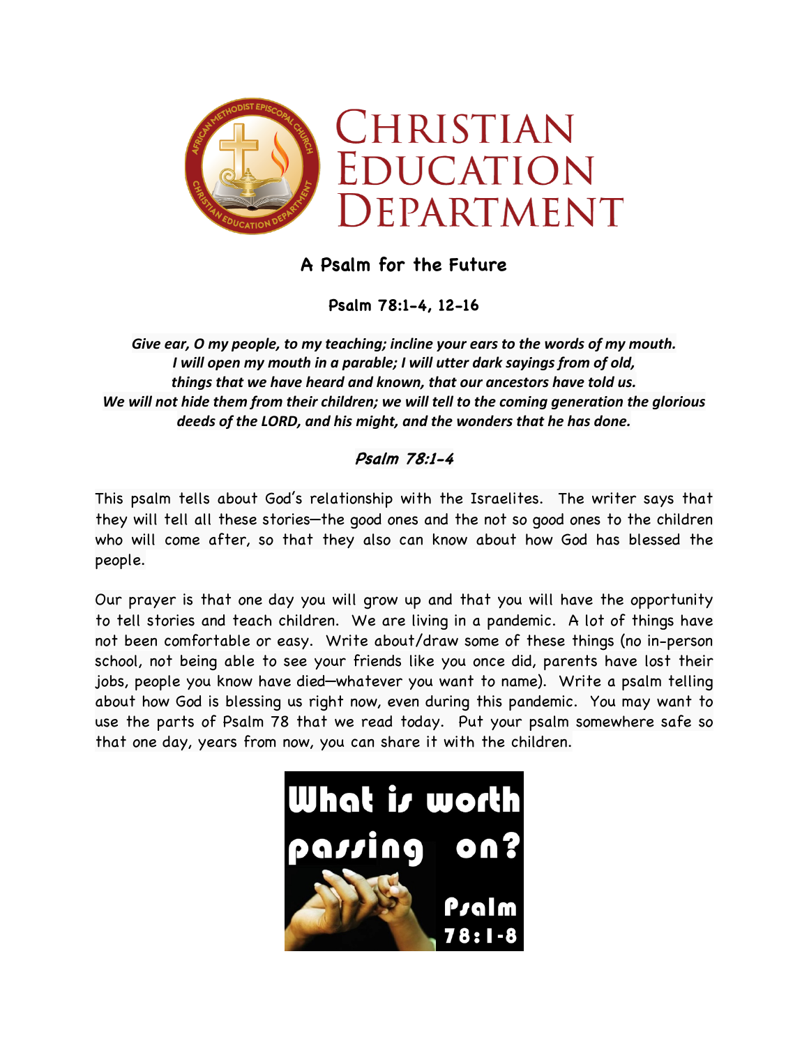# CHRISTIAN EDUCATION DEPARTMENT

## A Psalm for the Future

### Psalm 78:1-4, 12-16

*Give ear, O my people, to my teaching; incline your ears to the words of my mouth.*
*I will open my mouth in a parable; I will utter dark sayings from of old,*
*things that we have heard and known, that our ancestors have told us.*
*We will not hide them from their children; we will tell to the coming generation the glorious deeds of the LORD, and his might, and the wonders that he has done.*

*Psalm 78:1-4*

This psalm tells about God's relationship with the Israelites. The writer says that they will tell all these stories—the good ones and the not so good ones to the children who will come after, so that they also can know about how God has blessed the people.

Our prayer is that one day you will grow up and that you will have the opportunity to tell stories and teach children. We are living in a pandemic. A lot of things have not been comfortable or easy. Write about/draw some of these things (no in-person school, not being able to see your friends like you once did, parents have lost their jobs, people you know have died—whatever you want to name). Write a psalm telling about how God is blessing us right now, even during this pandemic. You may want to use the parts of Psalm 78 that we read today. Put your psalm somewhere safe so that one day, years from now, you can share it with the children.

What is worth passing on? Psalm 78:1-8